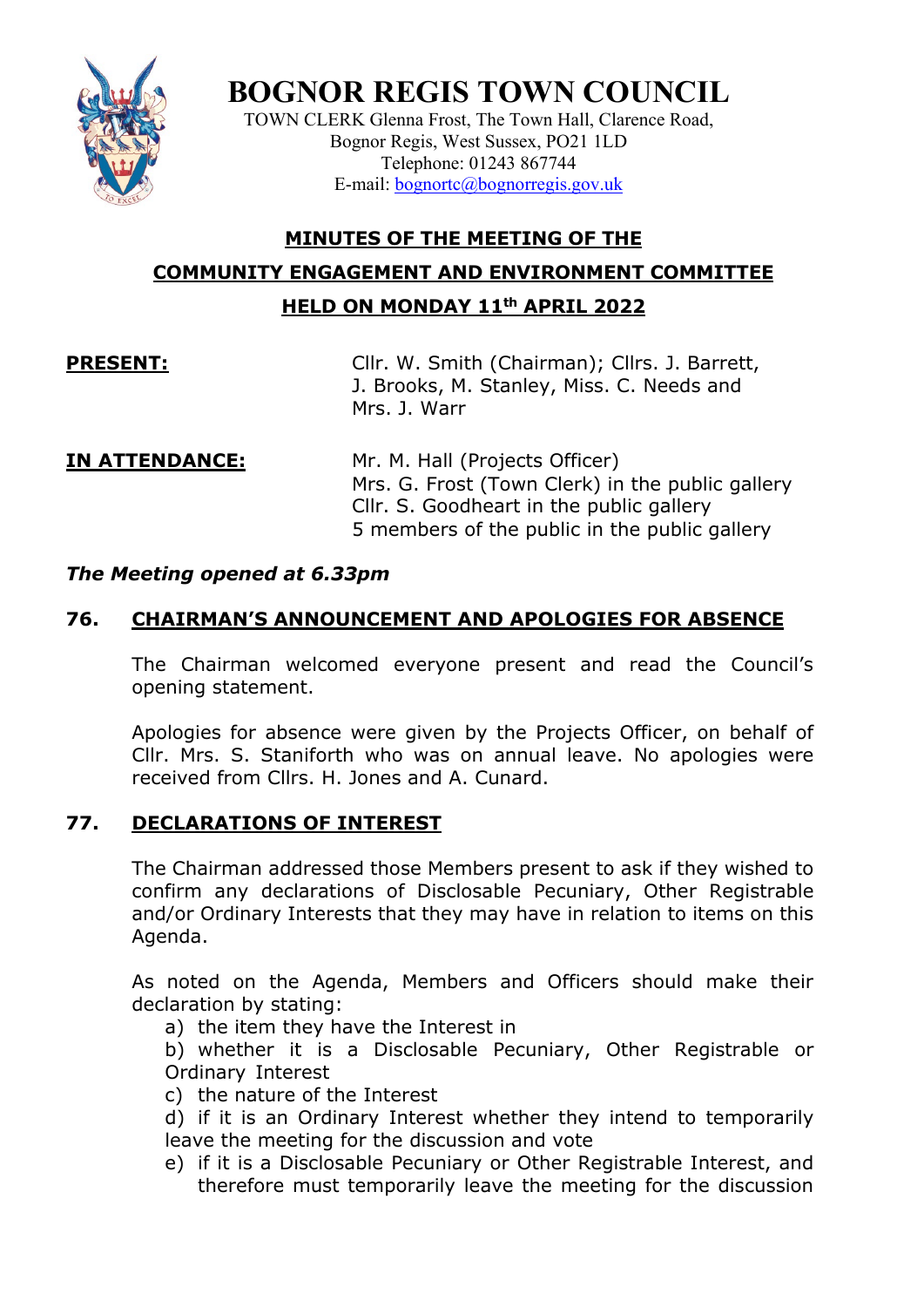# BOGNOR REGIS TOWN COUNCIL

TOWN CLERK Glenna Frost, The Town Hall, Clarence Road,
Bognor Regis, West Sussex, PO21 1LD
Telephone: 01243 867744
E-mail: bognortc@bognorregis.gov.uk

## MINUTES OF THE MEETING OF THE
## COMMUNITY ENGAGEMENT AND ENVIRONMENT COMMITTEE
## HELD ON MONDAY 11th APRIL 2022

**PRESENT:** Cllr. W. Smith (Chairman); Cllrs. J. Barrett, J. Brooks, M. Stanley, Miss. C. Needs and Mrs. J. Warr

**IN ATTENDANCE:** Mr. M. Hall (Projects Officer)
Mrs. G. Frost (Town Clerk) in the public gallery
Cllr. S. Goodheart in the public gallery
5 members of the public in the public gallery

***The Meeting opened at 6.33pm***

### 76. CHAIRMAN'S ANNOUNCEMENT AND APOLOGIES FOR ABSENCE

The Chairman welcomed everyone present and read the Council's opening statement.

Apologies for absence were given by the Projects Officer, on behalf of Cllr. Mrs. S. Staniforth who was on annual leave. No apologies were received from Cllrs. H. Jones and A. Cunard.

### 77. DECLARATIONS OF INTEREST

The Chairman addressed those Members present to ask if they wished to confirm any declarations of Disclosable Pecuniary, Other Registrable and/or Ordinary Interests that they may have in relation to items on this Agenda.

As noted on the Agenda, Members and Officers should make their declaration by stating:

a) the item they have the Interest in
b) whether it is a Disclosable Pecuniary, Other Registrable or Ordinary Interest
c) the nature of the Interest
d) if it is an Ordinary Interest whether they intend to temporarily leave the meeting for the discussion and vote
e) if it is a Disclosable Pecuniary or Other Registrable Interest, and therefore must temporarily leave the meeting for the discussion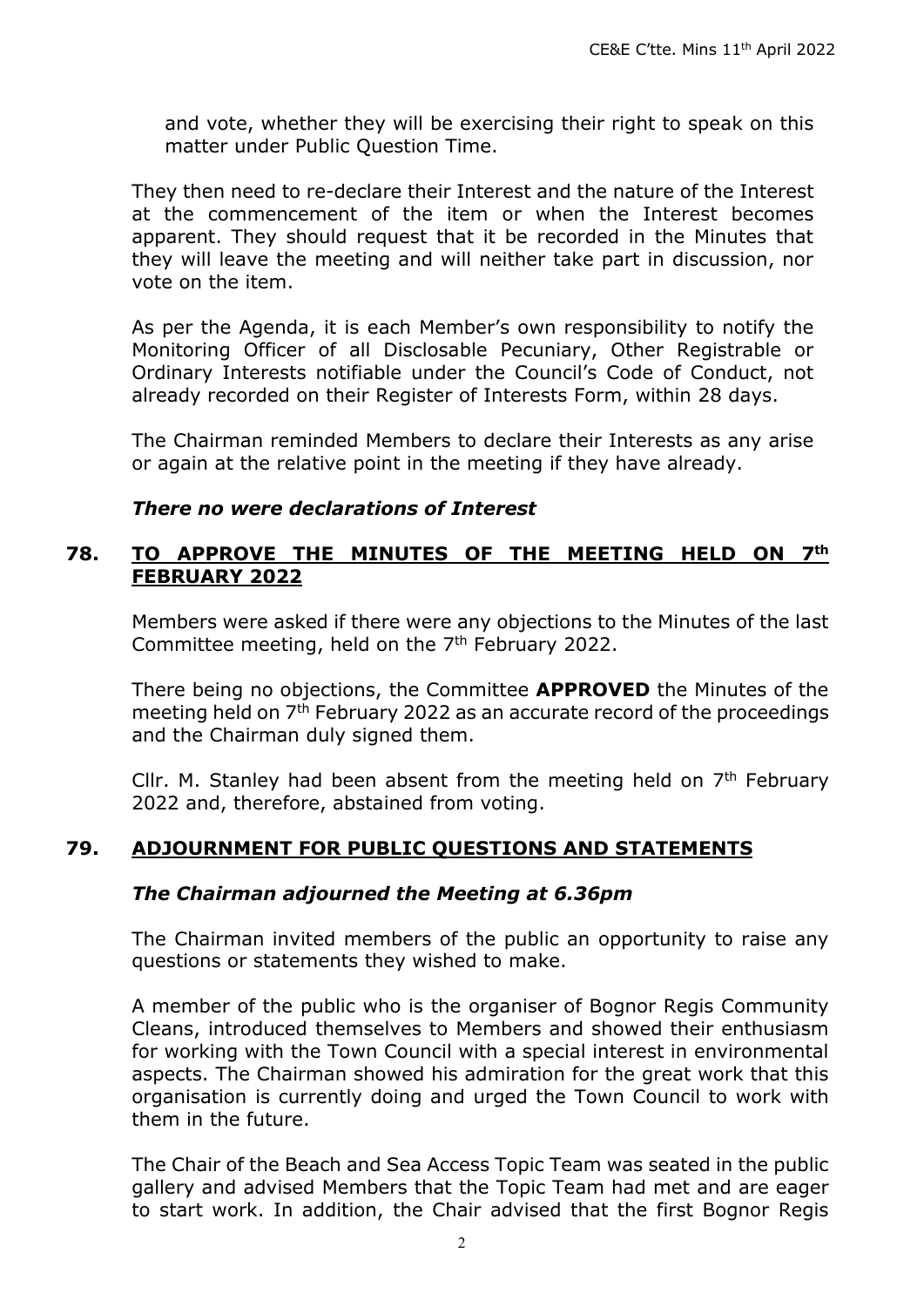and vote, whether they will be exercising their right to speak on this matter under Public Question Time.

They then need to re-declare their Interest and the nature of the Interest at the commencement of the item or when the Interest becomes apparent. They should request that it be recorded in the Minutes that they will leave the meeting and will neither take part in discussion, nor vote on the item.

As per the Agenda, it is each Member's own responsibility to notify the Monitoring Officer of all Disclosable Pecuniary, Other Registrable or Ordinary Interests notifiable under the Council's Code of Conduct, not already recorded on their Register of Interests Form, within 28 days.

The Chairman reminded Members to declare their Interests as any arise or again at the relative point in the meeting if they have already.

***There no were declarations of Interest***

## 78. TO APPROVE THE MINUTES OF THE MEETING HELD ON 7th FEBRUARY 2022

Members were asked if there were any objections to the Minutes of the last Committee meeting, held on the 7th February 2022.

There being no objections, the Committee **APPROVED** the Minutes of the meeting held on 7th February 2022 as an accurate record of the proceedings and the Chairman duly signed them.

Cllr. M. Stanley had been absent from the meeting held on 7th February 2022 and, therefore, abstained from voting.

## 79. ADJOURNMENT FOR PUBLIC QUESTIONS AND STATEMENTS

***The Chairman adjourned the Meeting at 6.36pm***

The Chairman invited members of the public an opportunity to raise any questions or statements they wished to make.

A member of the public who is the organiser of Bognor Regis Community Cleans, introduced themselves to Members and showed their enthusiasm for working with the Town Council with a special interest in environmental aspects. The Chairman showed his admiration for the great work that this organisation is currently doing and urged the Town Council to work with them in the future.

The Chair of the Beach and Sea Access Topic Team was seated in the public gallery and advised Members that the Topic Team had met and are eager to start work. In addition, the Chair advised that the first Bognor Regis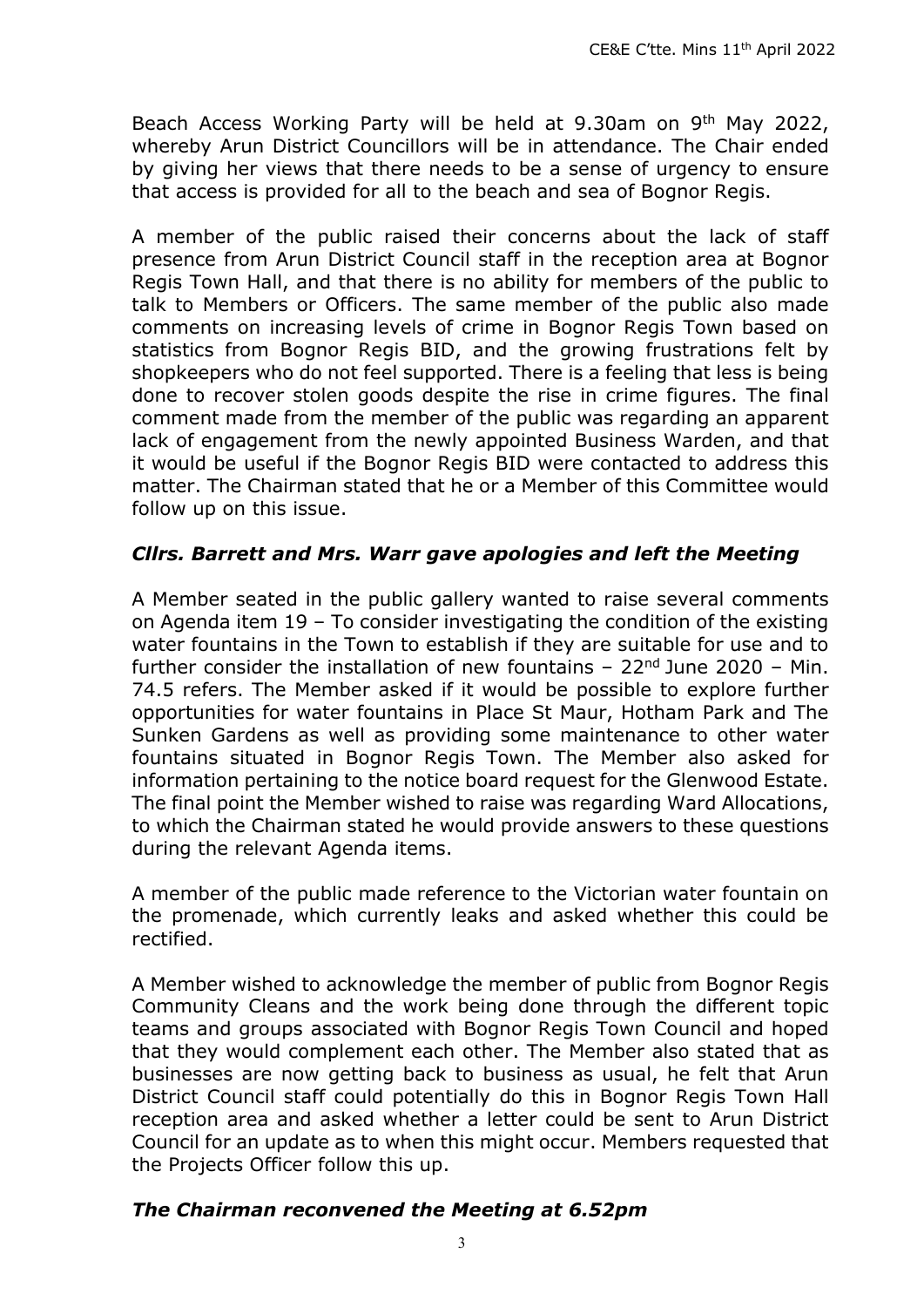Beach Access Working Party will be held at 9.30am on 9th May 2022, whereby Arun District Councillors will be in attendance. The Chair ended by giving her views that there needs to be a sense of urgency to ensure that access is provided for all to the beach and sea of Bognor Regis.

A member of the public raised their concerns about the lack of staff presence from Arun District Council staff in the reception area at Bognor Regis Town Hall, and that there is no ability for members of the public to talk to Members or Officers. The same member of the public also made comments on increasing levels of crime in Bognor Regis Town based on statistics from Bognor Regis BID, and the growing frustrations felt by shopkeepers who do not feel supported. There is a feeling that less is being done to recover stolen goods despite the rise in crime figures. The final comment made from the member of the public was regarding an apparent lack of engagement from the newly appointed Business Warden, and that it would be useful if the Bognor Regis BID were contacted to address this matter. The Chairman stated that he or a Member of this Committee would follow up on this issue.

***Cllrs. Barrett and Mrs. Warr gave apologies and left the Meeting***

A Member seated in the public gallery wanted to raise several comments on Agenda item 19 – To consider investigating the condition of the existing water fountains in the Town to establish if they are suitable for use and to further consider the installation of new fountains – 22nd June 2020 – Min. 74.5 refers. The Member asked if it would be possible to explore further opportunities for water fountains in Place St Maur, Hotham Park and The Sunken Gardens as well as providing some maintenance to other water fountains situated in Bognor Regis Town. The Member also asked for information pertaining to the notice board request for the Glenwood Estate. The final point the Member wished to raise was regarding Ward Allocations, to which the Chairman stated he would provide answers to these questions during the relevant Agenda items.

A member of the public made reference to the Victorian water fountain on the promenade, which currently leaks and asked whether this could be rectified.

A Member wished to acknowledge the member of public from Bognor Regis Community Cleans and the work being done through the different topic teams and groups associated with Bognor Regis Town Council and hoped that they would complement each other. The Member also stated that as businesses are now getting back to business as usual, he felt that Arun District Council staff could potentially do this in Bognor Regis Town Hall reception area and asked whether a letter could be sent to Arun District Council for an update as to when this might occur. Members requested that the Projects Officer follow this up.

***The Chairman reconvened the Meeting at 6.52pm***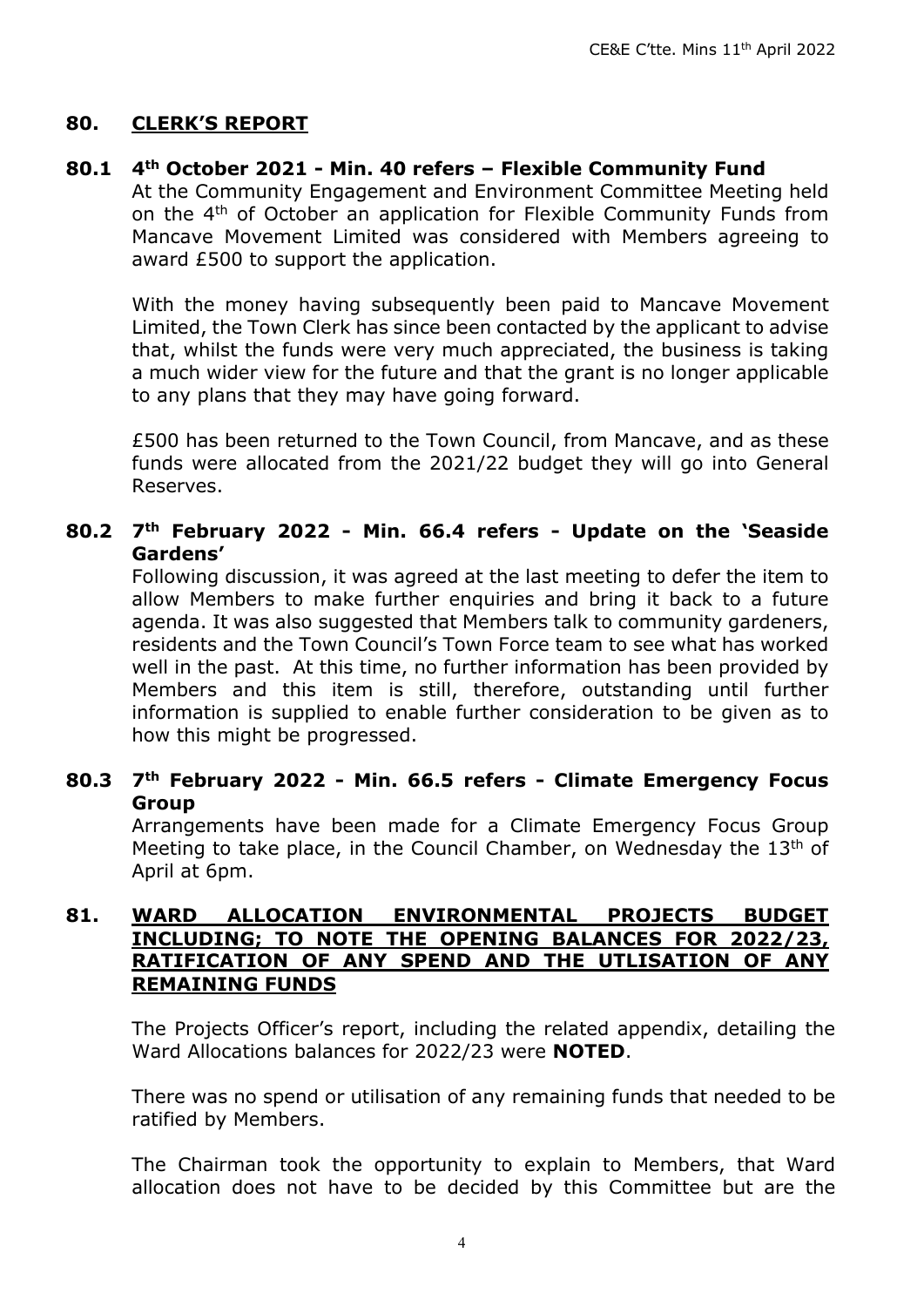## 80. CLERK'S REPORT

### 80.1 4th October 2021 - Min. 40 refers – Flexible Community Fund

At the Community Engagement and Environment Committee Meeting held on the 4th of October an application for Flexible Community Funds from Mancave Movement Limited was considered with Members agreeing to award £500 to support the application.

With the money having subsequently been paid to Mancave Movement Limited, the Town Clerk has since been contacted by the applicant to advise that, whilst the funds were very much appreciated, the business is taking a much wider view for the future and that the grant is no longer applicable to any plans that they may have going forward.

£500 has been returned to the Town Council, from Mancave, and as these funds were allocated from the 2021/22 budget they will go into General Reserves.

### 80.2 7th February 2022 - Min. 66.4 refers - Update on the 'Seaside Gardens'

Following discussion, it was agreed at the last meeting to defer the item to allow Members to make further enquiries and bring it back to a future agenda. It was also suggested that Members talk to community gardeners, residents and the Town Council's Town Force team to see what has worked well in the past. At this time, no further information has been provided by Members and this item is still, therefore, outstanding until further information is supplied to enable further consideration to be given as to how this might be progressed.

### 80.3 7th February 2022 - Min. 66.5 refers - Climate Emergency Focus Group

Arrangements have been made for a Climate Emergency Focus Group Meeting to take place, in the Council Chamber, on Wednesday the 13th of April at 6pm.

## 81. WARD ALLOCATION ENVIRONMENTAL PROJECTS BUDGET INCLUDING; TO NOTE THE OPENING BALANCES FOR 2022/23, RATIFICATION OF ANY SPEND AND THE UTLISATION OF ANY REMAINING FUNDS

The Projects Officer's report, including the related appendix, detailing the Ward Allocations balances for 2022/23 were **NOTED**.

There was no spend or utilisation of any remaining funds that needed to be ratified by Members.

The Chairman took the opportunity to explain to Members, that Ward allocation does not have to be decided by this Committee but are the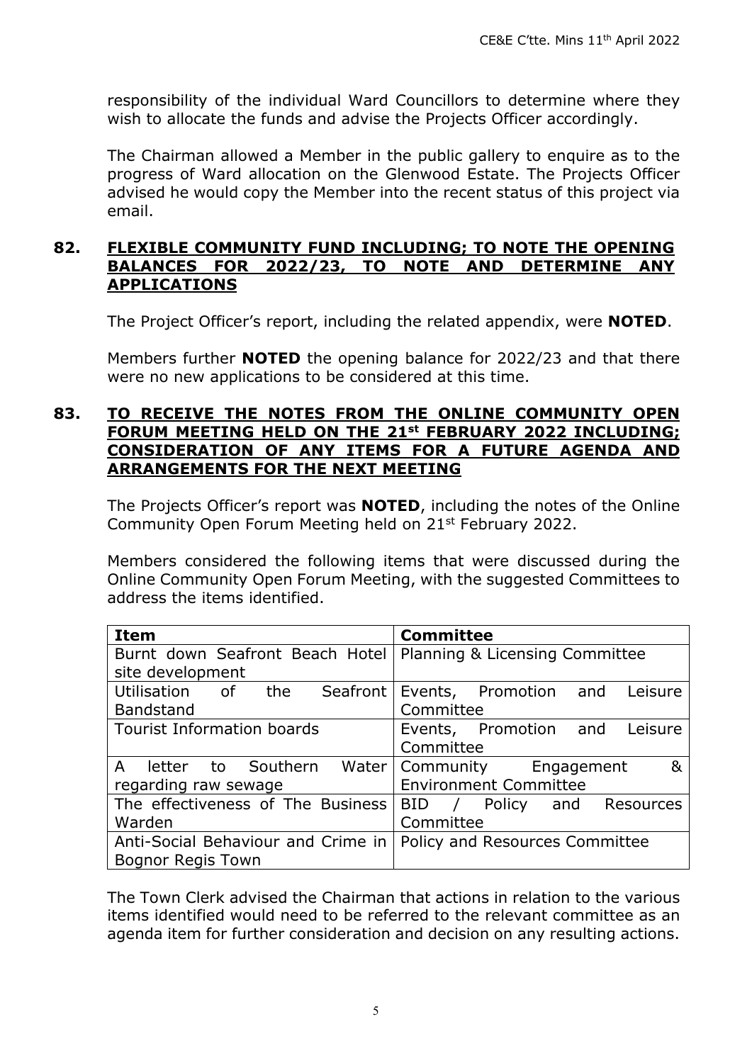responsibility of the individual Ward Councillors to determine where they wish to allocate the funds and advise the Projects Officer accordingly.

The Chairman allowed a Member in the public gallery to enquire as to the progress of Ward allocation on the Glenwood Estate. The Projects Officer advised he would copy the Member into the recent status of this project via email.

## 82. FLEXIBLE COMMUNITY FUND INCLUDING; TO NOTE THE OPENING BALANCES FOR 2022/23, TO NOTE AND DETERMINE ANY APPLICATIONS

The Project Officer's report, including the related appendix, were **NOTED**.

Members further **NOTED** the opening balance for 2022/23 and that there were no new applications to be considered at this time.

## 83. TO RECEIVE THE NOTES FROM THE ONLINE COMMUNITY OPEN FORUM MEETING HELD ON THE 21st FEBRUARY 2022 INCLUDING; CONSIDERATION OF ANY ITEMS FOR A FUTURE AGENDA AND ARRANGEMENTS FOR THE NEXT MEETING

The Projects Officer's report was **NOTED**, including the notes of the Online Community Open Forum Meeting held on 21st February 2022.

Members considered the following items that were discussed during the Online Community Open Forum Meeting, with the suggested Committees to address the items identified.

| Item | Committee |
|---|---|
| Burnt down Seafront Beach Hotel site development | Planning & Licensing Committee |
| Utilisation of the Seafront Bandstand | Events, Promotion and Leisure Committee |
| Tourist Information boards | Events, Promotion and Leisure Committee |
| A letter to Southern Water regarding raw sewage | Community Engagement & Environment Committee |
| The effectiveness of The Business Warden | BID / Policy and Resources Committee |
| Anti-Social Behaviour and Crime in Bognor Regis Town | Policy and Resources Committee |

The Town Clerk advised the Chairman that actions in relation to the various items identified would need to be referred to the relevant committee as an agenda item for further consideration and decision on any resulting actions.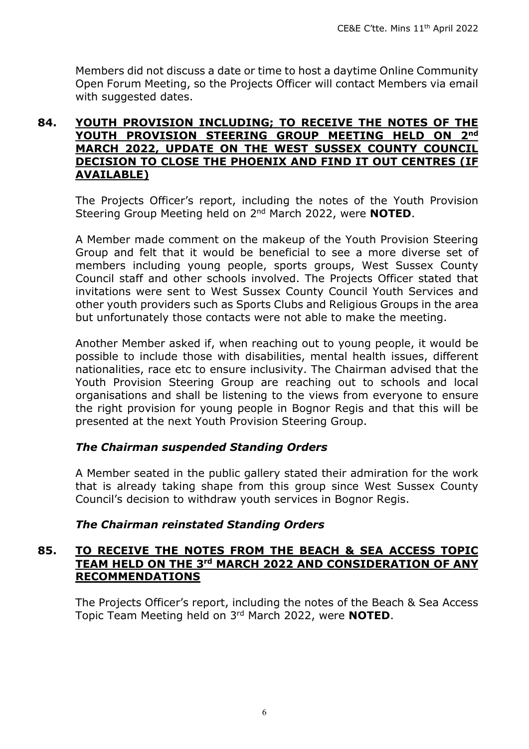Members did not discuss a date or time to host a daytime Online Community Open Forum Meeting, so the Projects Officer will contact Members via email with suggested dates.

## 84. YOUTH PROVISION INCLUDING; TO RECEIVE THE NOTES OF THE YOUTH PROVISION STEERING GROUP MEETING HELD ON 2nd MARCH 2022, UPDATE ON THE WEST SUSSEX COUNTY COUNCIL DECISION TO CLOSE THE PHOENIX AND FIND IT OUT CENTRES (IF AVAILABLE)

The Projects Officer's report, including the notes of the Youth Provision Steering Group Meeting held on 2nd March 2022, were **NOTED**.

A Member made comment on the makeup of the Youth Provision Steering Group and felt that it would be beneficial to see a more diverse set of members including young people, sports groups, West Sussex County Council staff and other schools involved. The Projects Officer stated that invitations were sent to West Sussex County Council Youth Services and other youth providers such as Sports Clubs and Religious Groups in the area but unfortunately those contacts were not able to make the meeting.

Another Member asked if, when reaching out to young people, it would be possible to include those with disabilities, mental health issues, different nationalities, race etc to ensure inclusivity. The Chairman advised that the Youth Provision Steering Group are reaching out to schools and local organisations and shall be listening to the views from everyone to ensure the right provision for young people in Bognor Regis and that this will be presented at the next Youth Provision Steering Group.

***The Chairman suspended Standing Orders***

A Member seated in the public gallery stated their admiration for the work that is already taking shape from this group since West Sussex County Council's decision to withdraw youth services in Bognor Regis.

***The Chairman reinstated Standing Orders***

## 85. TO RECEIVE THE NOTES FROM THE BEACH & SEA ACCESS TOPIC TEAM HELD ON THE 3rd MARCH 2022 AND CONSIDERATION OF ANY RECOMMENDATIONS

The Projects Officer's report, including the notes of the Beach & Sea Access Topic Team Meeting held on 3rd March 2022, were **NOTED**.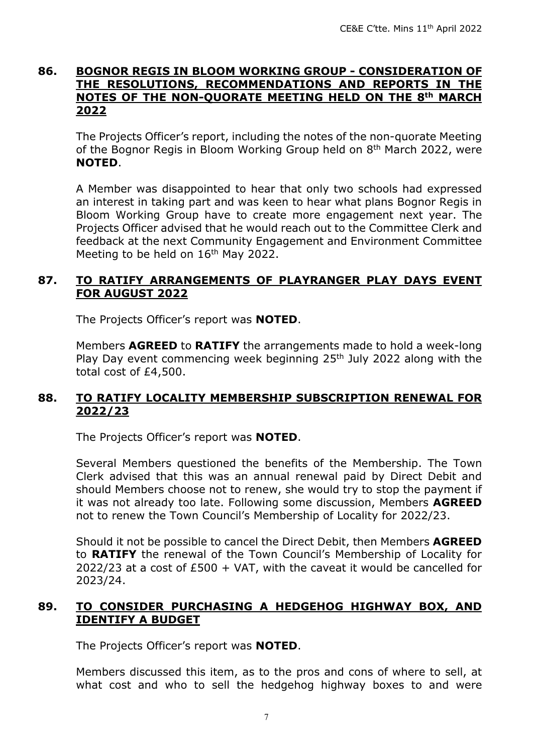## 86. BOGNOR REGIS IN BLOOM WORKING GROUP - CONSIDERATION OF THE RESOLUTIONS, RECOMMENDATIONS AND REPORTS IN THE NOTES OF THE NON-QUORATE MEETING HELD ON THE 8th MARCH 2022

The Projects Officer's report, including the notes of the non-quorate Meeting of the Bognor Regis in Bloom Working Group held on 8th March 2022, were **NOTED**.

A Member was disappointed to hear that only two schools had expressed an interest in taking part and was keen to hear what plans Bognor Regis in Bloom Working Group have to create more engagement next year. The Projects Officer advised that he would reach out to the Committee Clerk and feedback at the next Community Engagement and Environment Committee Meeting to be held on 16th May 2022.

## 87. TO RATIFY ARRANGEMENTS OF PLAYRANGER PLAY DAYS EVENT FOR AUGUST 2022

The Projects Officer's report was **NOTED**.

Members **AGREED** to **RATIFY** the arrangements made to hold a week-long Play Day event commencing week beginning 25th July 2022 along with the total cost of £4,500.

## 88. TO RATIFY LOCALITY MEMBERSHIP SUBSCRIPTION RENEWAL FOR 2022/23

The Projects Officer's report was **NOTED**.

Several Members questioned the benefits of the Membership. The Town Clerk advised that this was an annual renewal paid by Direct Debit and should Members choose not to renew, she would try to stop the payment if it was not already too late. Following some discussion, Members **AGREED** not to renew the Town Council's Membership of Locality for 2022/23.

Should it not be possible to cancel the Direct Debit, then Members **AGREED** to **RATIFY** the renewal of the Town Council's Membership of Locality for 2022/23 at a cost of £500 + VAT, with the caveat it would be cancelled for 2023/24.

## 89. TO CONSIDER PURCHASING A HEDGEHOG HIGHWAY BOX, AND IDENTIFY A BUDGET

The Projects Officer's report was **NOTED**.

Members discussed this item, as to the pros and cons of where to sell, at what cost and who to sell the hedgehog highway boxes to and were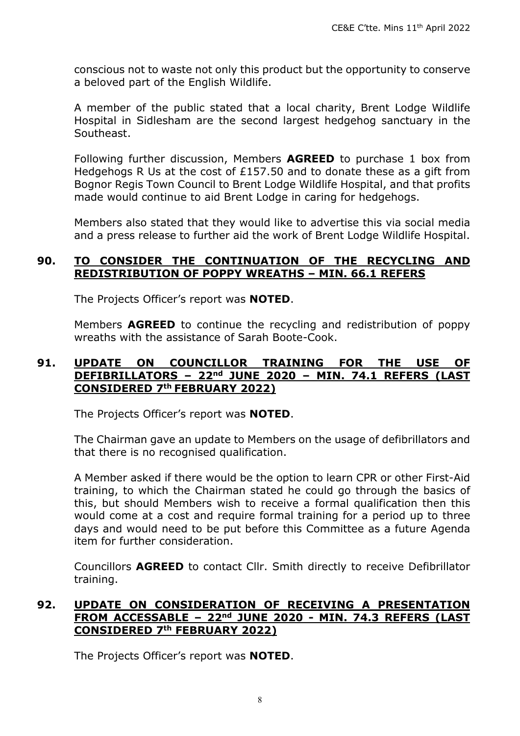conscious not to waste not only this product but the opportunity to conserve a beloved part of the English Wildlife.

A member of the public stated that a local charity, Brent Lodge Wildlife Hospital in Sidlesham are the second largest hedgehog sanctuary in the Southeast.

Following further discussion, Members **AGREED** to purchase 1 box from Hedgehogs R Us at the cost of £157.50 and to donate these as a gift from Bognor Regis Town Council to Brent Lodge Wildlife Hospital, and that profits made would continue to aid Brent Lodge in caring for hedgehogs.

Members also stated that they would like to advertise this via social media and a press release to further aid the work of Brent Lodge Wildlife Hospital.

## 90. TO CONSIDER THE CONTINUATION OF THE RECYCLING AND REDISTRIBUTION OF POPPY WREATHS – MIN. 66.1 REFERS

The Projects Officer's report was **NOTED**.

Members **AGREED** to continue the recycling and redistribution of poppy wreaths with the assistance of Sarah Boote-Cook.

## 91. UPDATE ON COUNCILLOR TRAINING FOR THE USE OF DEFIBRILLATORS – 22nd JUNE 2020 – MIN. 74.1 REFERS (LAST CONSIDERED 7th FEBRUARY 2022)

The Projects Officer's report was **NOTED**.

The Chairman gave an update to Members on the usage of defibrillators and that there is no recognised qualification.

A Member asked if there would be the option to learn CPR or other First-Aid training, to which the Chairman stated he could go through the basics of this, but should Members wish to receive a formal qualification then this would come at a cost and require formal training for a period up to three days and would need to be put before this Committee as a future Agenda item for further consideration.

Councillors **AGREED** to contact Cllr. Smith directly to receive Defibrillator training.

## 92. UPDATE ON CONSIDERATION OF RECEIVING A PRESENTATION FROM ACCESSABLE – 22nd JUNE 2020 - MIN. 74.3 REFERS (LAST CONSIDERED 7th FEBRUARY 2022)

The Projects Officer's report was **NOTED**.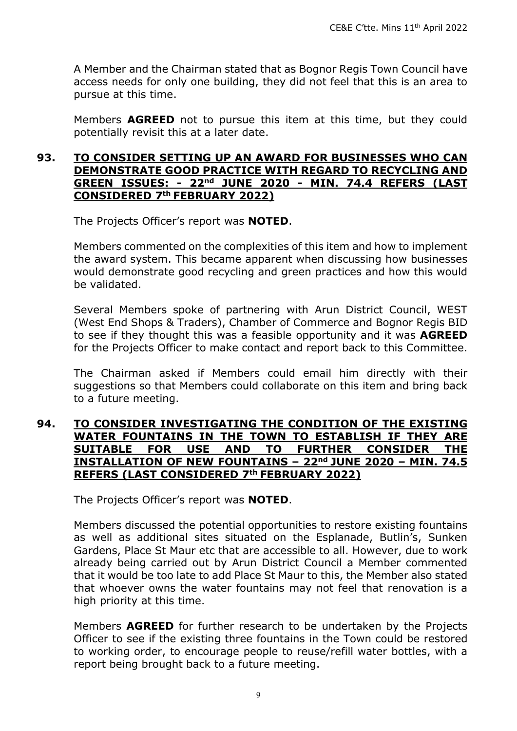A Member and the Chairman stated that as Bognor Regis Town Council have access needs for only one building, they did not feel that this is an area to pursue at this time.

Members **AGREED** not to pursue this item at this time, but they could potentially revisit this at a later date.

## 93. TO CONSIDER SETTING UP AN AWARD FOR BUSINESSES WHO CAN DEMONSTRATE GOOD PRACTICE WITH REGARD TO RECYCLING AND GREEN ISSUES: - 22nd JUNE 2020 - MIN. 74.4 REFERS (LAST CONSIDERED 7th FEBRUARY 2022)

The Projects Officer's report was **NOTED**.

Members commented on the complexities of this item and how to implement the award system. This became apparent when discussing how businesses would demonstrate good recycling and green practices and how this would be validated.

Several Members spoke of partnering with Arun District Council, WEST (West End Shops & Traders), Chamber of Commerce and Bognor Regis BID to see if they thought this was a feasible opportunity and it was **AGREED** for the Projects Officer to make contact and report back to this Committee.

The Chairman asked if Members could email him directly with their suggestions so that Members could collaborate on this item and bring back to a future meeting.

## 94. TO CONSIDER INVESTIGATING THE CONDITION OF THE EXISTING WATER FOUNTAINS IN THE TOWN TO ESTABLISH IF THEY ARE SUITABLE FOR USE AND TO FURTHER CONSIDER THE INSTALLATION OF NEW FOUNTAINS – 22nd JUNE 2020 – MIN. 74.5 REFERS (LAST CONSIDERED 7th FEBRUARY 2022)

The Projects Officer's report was **NOTED**.

Members discussed the potential opportunities to restore existing fountains as well as additional sites situated on the Esplanade, Butlin's, Sunken Gardens, Place St Maur etc that are accessible to all. However, due to work already being carried out by Arun District Council a Member commented that it would be too late to add Place St Maur to this, the Member also stated that whoever owns the water fountains may not feel that renovation is a high priority at this time.

Members **AGREED** for further research to be undertaken by the Projects Officer to see if the existing three fountains in the Town could be restored to working order, to encourage people to reuse/refill water bottles, with a report being brought back to a future meeting.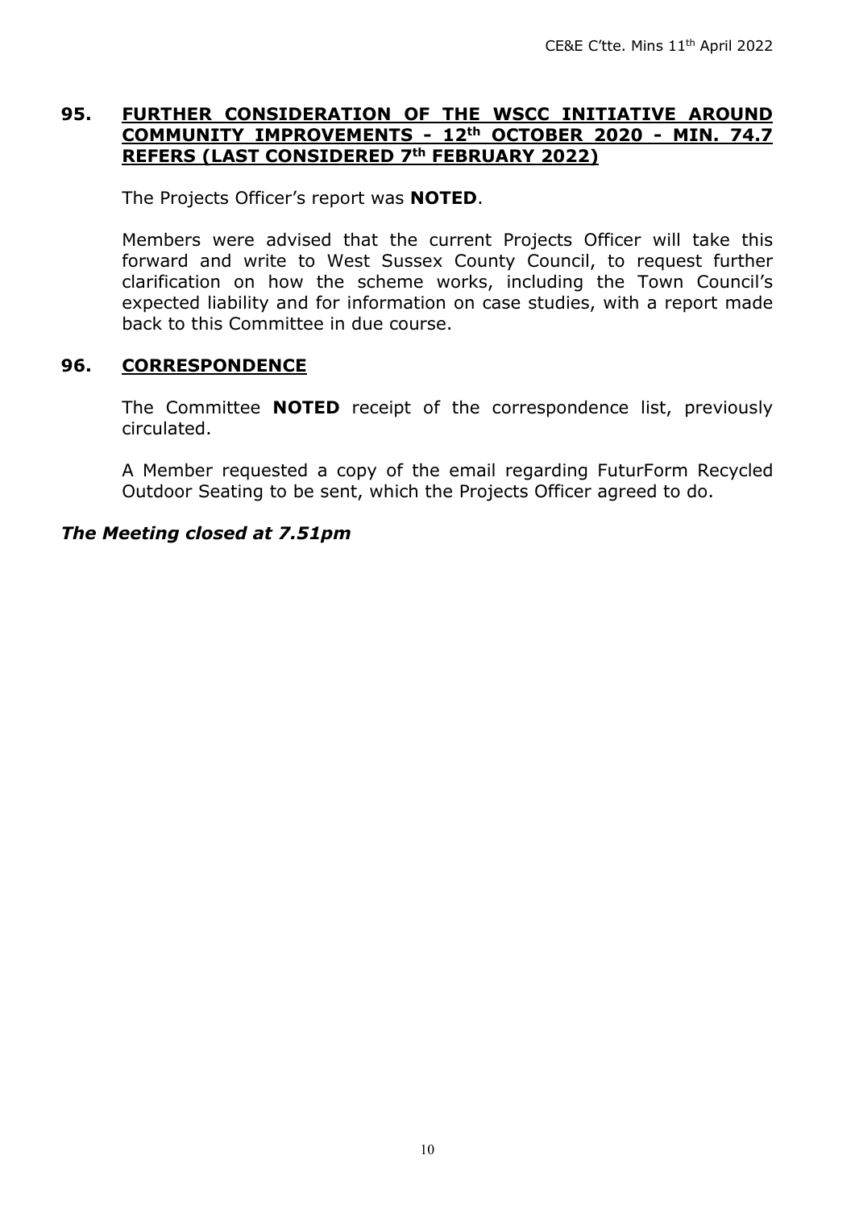## 95. FURTHER CONSIDERATION OF THE WSCC INITIATIVE AROUND COMMUNITY IMPROVEMENTS - 12th OCTOBER 2020 - MIN. 74.7 REFERS (LAST CONSIDERED 7th FEBRUARY 2022)

The Projects Officer's report was **NOTED**.

Members were advised that the current Projects Officer will take this forward and write to West Sussex County Council, to request further clarification on how the scheme works, including the Town Council's expected liability and for information on case studies, with a report made back to this Committee in due course.

## 96. CORRESPONDENCE

The Committee **NOTED** receipt of the correspondence list, previously circulated.

A Member requested a copy of the email regarding FuturForm Recycled Outdoor Seating to be sent, which the Projects Officer agreed to do.

***The Meeting closed at 7.51pm***